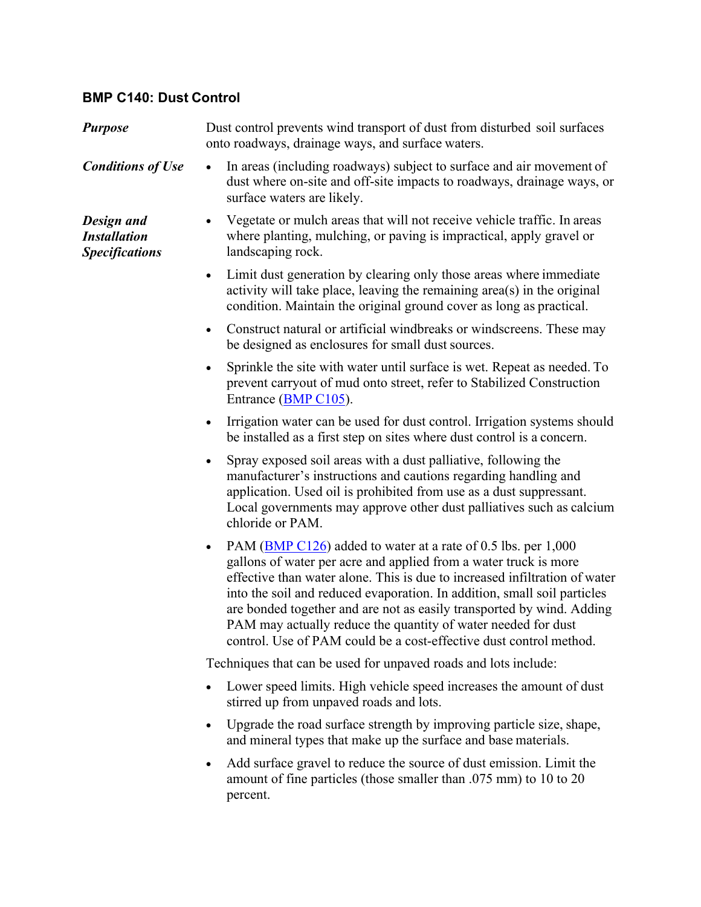### BMP C140: Dust Control

***Purpose***

Dust control prevents wind transport of dust from disturbed soil surfaces onto roadways, drainage ways, and surface waters.

***Conditions of Use***

- In areas (including roadways) subject to surface and air movement of dust where on-site and off-site impacts to roadways, drainage ways, or surface waters are likely.

***Design and Installation Specifications***

- Vegetate or mulch areas that will not receive vehicle traffic. In areas where planting, mulching, or paving is impractical, apply gravel or landscaping rock.
- Limit dust generation by clearing only those areas where immediate activity will take place, leaving the remaining area(s) in the original condition. Maintain the original ground cover as long as practical.
- Construct natural or artificial windbreaks or windscreens. These may be designed as enclosures for small dust sources.
- Sprinkle the site with water until surface is wet. Repeat as needed. To prevent carryout of mud onto street, refer to Stabilized Construction Entrance (BMP C105).
- Irrigation water can be used for dust control. Irrigation systems should be installed as a first step on sites where dust control is a concern.
- Spray exposed soil areas with a dust palliative, following the manufacturer's instructions and cautions regarding handling and application. Used oil is prohibited from use as a dust suppressant. Local governments may approve other dust palliatives such as calcium chloride or PAM.
- PAM (BMP C126) added to water at a rate of 0.5 lbs. per 1,000 gallons of water per acre and applied from a water truck is more effective than water alone. This is due to increased infiltration of water into the soil and reduced evaporation. In addition, small soil particles are bonded together and are not as easily transported by wind. Adding PAM may actually reduce the quantity of water needed for dust control. Use of PAM could be a cost-effective dust control method.

Techniques that can be used for unpaved roads and lots include:

- Lower speed limits. High vehicle speed increases the amount of dust stirred up from unpaved roads and lots.
- Upgrade the road surface strength by improving particle size, shape, and mineral types that make up the surface and base materials.
- Add surface gravel to reduce the source of dust emission. Limit the amount of fine particles (those smaller than .075 mm) to 10 to 20 percent.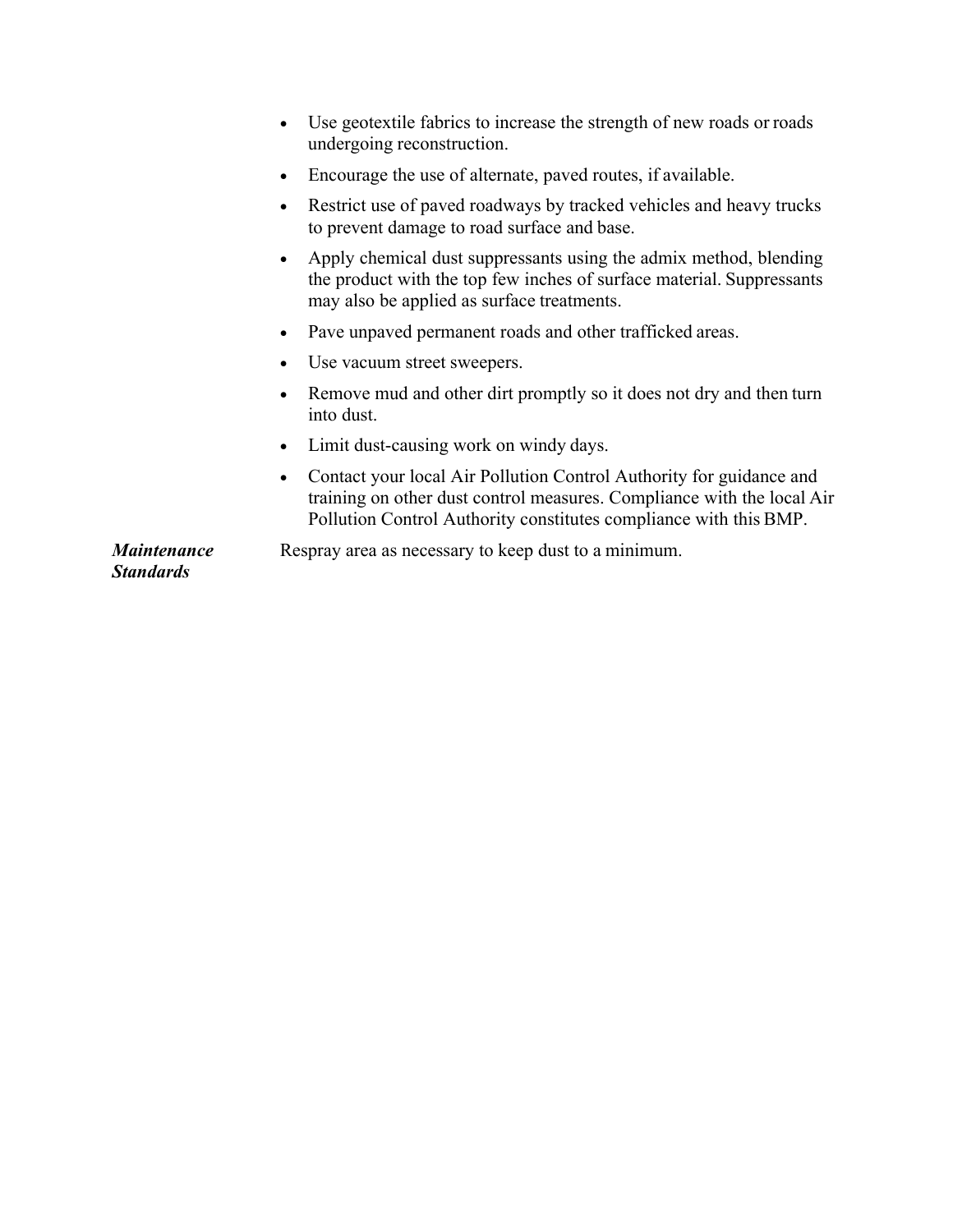- Use geotextile fabrics to increase the strength of new roads or roads undergoing reconstruction.
- Encourage the use of alternate, paved routes, if available.
- Restrict use of paved roadways by tracked vehicles and heavy trucks to prevent damage to road surface and base.
- Apply chemical dust suppressants using the admix method, blending the product with the top few inches of surface material. Suppressants may also be applied as surface treatments.
- Pave unpaved permanent roads and other trafficked areas.
- Use vacuum street sweepers.
- Remove mud and other dirt promptly so it does not dry and then turn into dust.
- Limit dust-causing work on windy days.
- Contact your local Air Pollution Control Authority for guidance and training on other dust control measures. Compliance with the local Air Pollution Control Authority constitutes compliance with this BMP.

***Maintenance Standards***

Respray area as necessary to keep dust to a minimum.